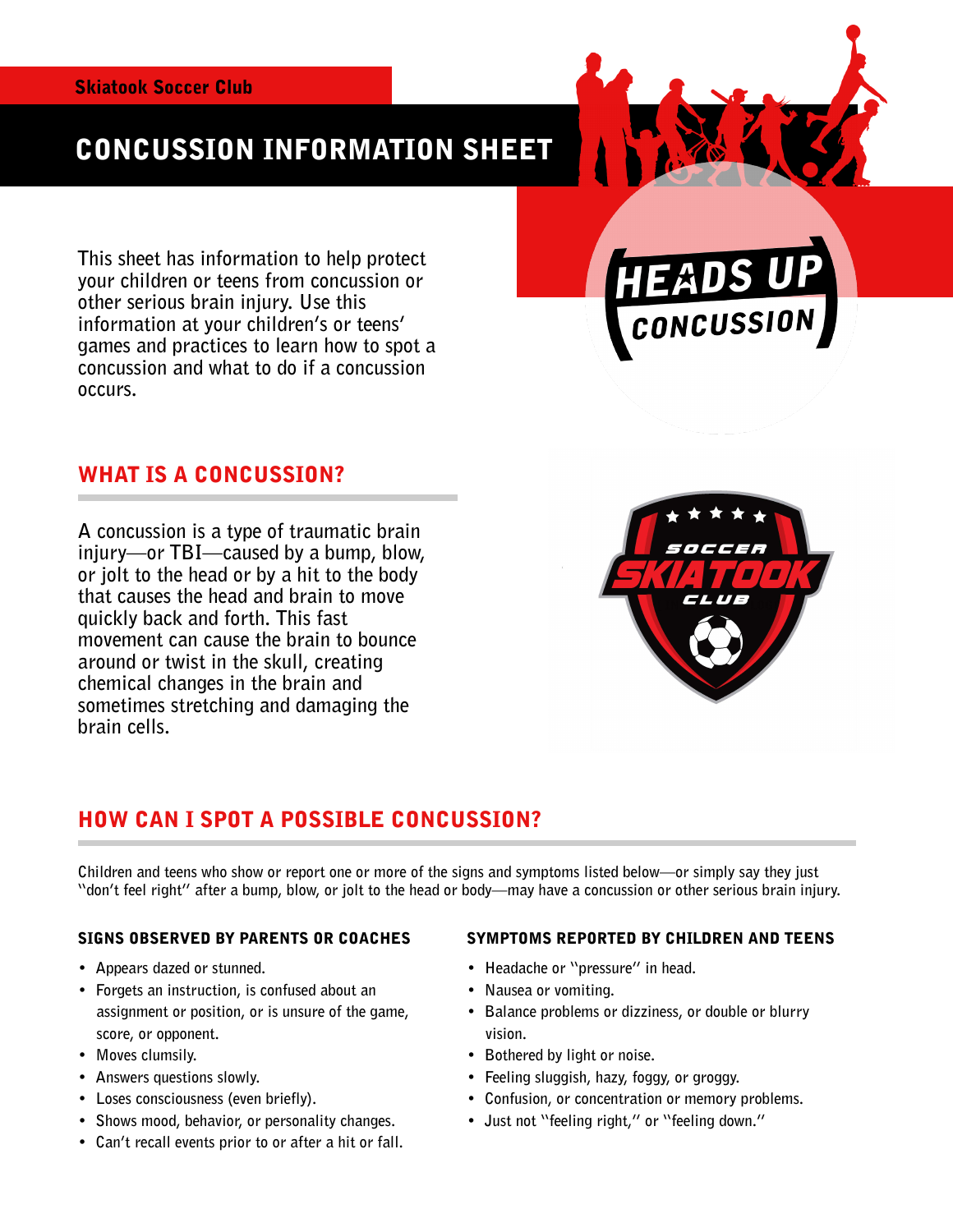Skiatook Soccer Club

# CONCUSSION INFORMATION SHEET

HEADS UP CONCUSSION

This sheet has information to help protect your children or teens from concussion or other serious brain injury. Use this information at your children's or teens' games and practices to learn how to spot a concussion and what to do if a concussion occurs.

## WHAT IS A CONCUSSION?

A concussion is a type of traumatic brain injury—or TBI—caused by a bump, blow, or jolt to the head or by a hit to the body that causes the head and brain to move quickly back and forth. This fast movement can cause the brain to bounce around or twist in the skull, creating chemical changes in the brain and sometimes stretching and damaging the brain cells.

## HOW CAN I SPOT A POSSIBLE CONCUSSION?

Children and teens who show or report one or more of the signs and symptoms listed below—or simply say they just "don't feel right" after a bump, blow, or jolt to the head or body—may have a concussion or other serious brain injury.

### SIGNS OBSERVED BY PARENTS OR COACHES

- Appears dazed or stunned.
- Forgets an instruction, is confused about an assignment or position, or is unsure of the game, score, or opponent.
- Moves clumsily.
- Answers questions slowly.
- Loses consciousness (even briefly).
- Shows mood, behavior, or personality changes.
- Can't recall events prior to or after a hit or fall.

### SYMPTOMS REPORTED BY CHILDREN AND TEENS

- Headache or "pressure" in head.
- Nausea or vomiting.
- Balance problems or dizziness, or double or blurry vision.
- Bothered by light or noise.
- Feeling sluggish, hazy, foggy, or groggy.
- Confusion, or concentration or memory problems.
- Just not "feeling right," or "feeling down."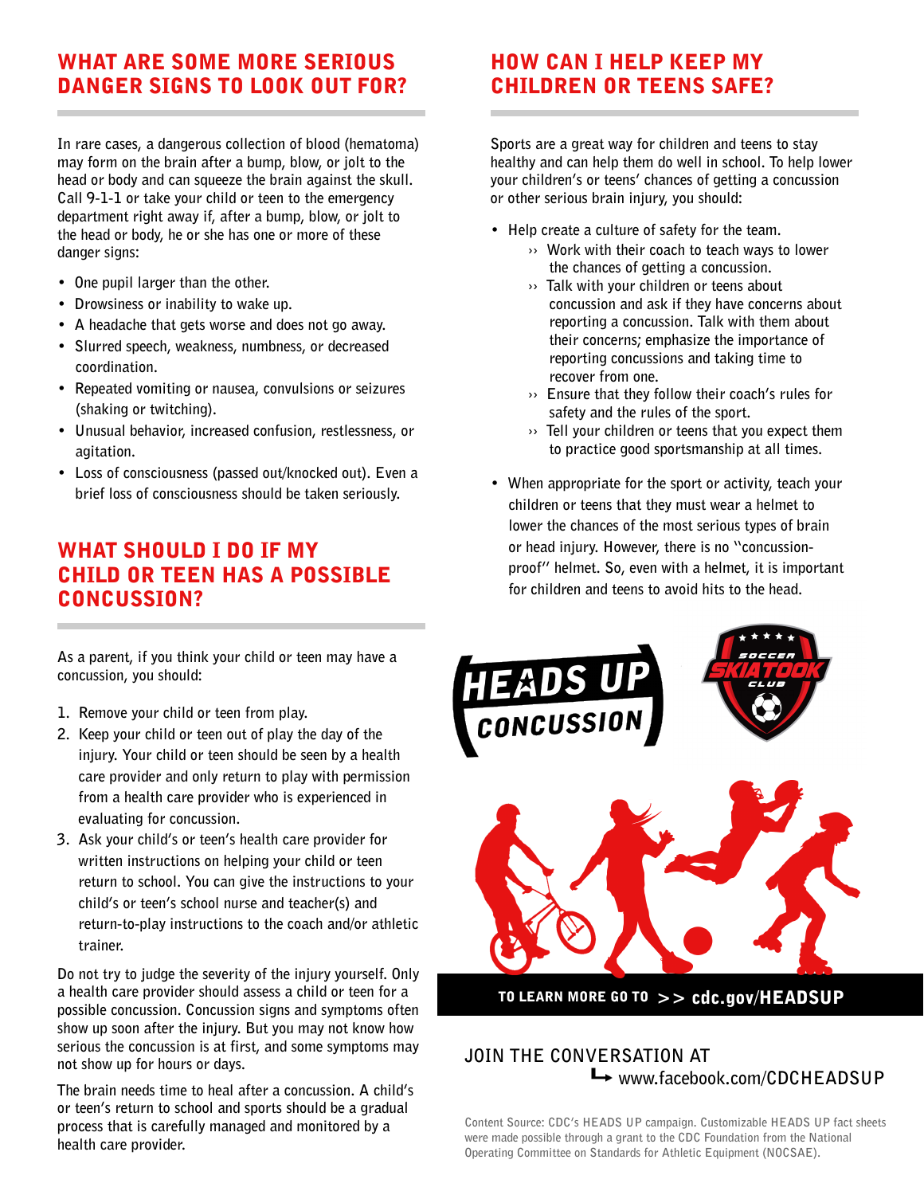## WHAT ARE SOME MORE SERIOUS DANGER SIGNS TO LOOK OUT FOR?

In rare cases, a dangerous collection of blood (hematoma) may form on the brain after a bump, blow, or jolt to the head or body and can squeeze the brain against the skull. Call 9-1-1 or take your child or teen to the emergency department right away if, after a bump, blow, or jolt to the head or body, he or she has one or more of these danger signs:

- One pupil larger than the other.
- Drowsiness or inability to wake up.
- A headache that gets worse and does not go away.
- Slurred speech, weakness, numbness, or decreased coordination.
- Repeated vomiting or nausea, convulsions or seizures (shaking or twitching).
- Unusual behavior, increased confusion, restlessness, or agitation.
- Loss of consciousness (passed out/knocked out). Even a brief loss of consciousness should be taken seriously.

## WHAT SHOULD I DO IF MY CHILD OR TEEN HAS A POSSIBLE CONCUSSION?

As a parent, if you think your child or teen may have a concussion, you should:

1. Remove your child or teen from play.
2. Keep your child or teen out of play the day of the injury. Your child or teen should be seen by a health care provider and only return to play with permission from a health care provider who is experienced in evaluating for concussion.
3. Ask your child's or teen's health care provider for written instructions on helping your child or teen return to school. You can give the instructions to your child's or teen's school nurse and teacher(s) and return-to-play instructions to the coach and/or athletic trainer.

Do not try to judge the severity of the injury yourself. Only a health care provider should assess a child or teen for a possible concussion. Concussion signs and symptoms often show up soon after the injury. But you may not know how serious the concussion is at first, and some symptoms may not show up for hours or days.

The brain needs time to heal after a concussion. A child's or teen's return to school and sports should be a gradual process that is carefully managed and monitored by a health care provider.

## HOW CAN I HELP KEEP MY CHILDREN OR TEENS SAFE?

Sports are a great way for children and teens to stay healthy and can help them do well in school. To help lower your children's or teens' chances of getting a concussion or other serious brain injury, you should:

- Help create a culture of safety for the team.
  - Work with their coach to teach ways to lower the chances of getting a concussion.
  - Talk with your children or teens about concussion and ask if they have concerns about reporting a concussion. Talk with them about their concerns; emphasize the importance of reporting concussions and taking time to recover from one.
  - Ensure that they follow their coach's rules for safety and the rules of the sport.
  - Tell your children or teens that you expect them to practice good sportsmanship at all times.
- When appropriate for the sport or activity, teach your children or teens that they must wear a helmet to lower the chances of the most serious types of brain or head injury. However, there is no "concussion-proof" helmet. So, even with a helmet, it is important for children and teens to avoid hits to the head.

HEADS UP CONCUSSION

SOCCER SKIATOOK CLUB

TO LEARN MORE GO TO >> cdc.gov/HEADSUP

JOIN THE CONVERSATION AT
www.facebook.com/CDCHEADSUP

Content Source: CDC's HEADS UP campaign. Customizable HEADS UP fact sheets were made possible through a grant to the CDC Foundation from the National Operating Committee on Standards for Athletic Equipment (NOCSAE).